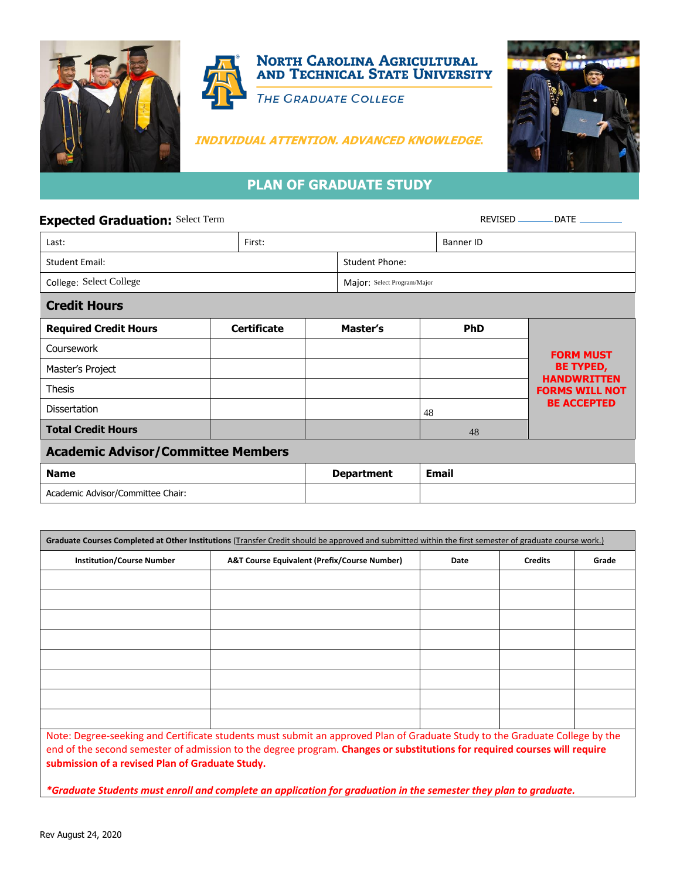# NORTH CAROLINA AGRICULTURAL AND TECHNICAL STATE UNIVERSITY

*THE GRADUATE COLLEGE*

***INDIVIDUAL ATTENTION. ADVANCED KNOWLEDGE.***

## PLAN OF GRADUATE STUDY

**Expected Graduation:** Select Term REVISED ______ DATE ________

| Last: | First: | Banner ID |
|---|---|---|
| Student Email: | Student Phone: | |
| College: Select College | Major: Select Program/Major | |

### Credit Hours

| Required Credit Hours | Certificate | Master's | PhD | |
|---|---|---|---|---|
| Coursework | | | | **FORM MUST BE TYPED, HANDWRITTEN FORMS WILL NOT BE ACCEPTED** |
| Master's Project | | | | |
| Thesis | | | | |
| Dissertation | | | 48 | |
| **Total Credit Hours** | | | 48 | |

### Academic Advisor/Committee Members

| Name | Department | Email |
|---|---|---|
| Academic Advisor/Committee Chair: | | |

**Graduate Courses Completed at Other Institutions** (Transfer Credit should be approved and submitted within the first semester of graduate course work.)

| Institution/Course Number | A&T Course Equivalent (Prefix/Course Number) | Date | Credits | Grade |
|---|---|---|---|---|
| | | | | |
| | | | | |
| | | | | |
| | | | | |
| | | | | |
| | | | | |
| | | | | |
| | | | | |

Note: Degree-seeking and Certificate students must submit an approved Plan of Graduate Study to the Graduate College by the end of the second semester of admission to the degree program. **Changes or substitutions for required courses will require submission of a revised Plan of Graduate Study.**

***Graduate Students must enroll and complete an application for graduation in the semester they plan to graduate.***

Rev August 24, 2020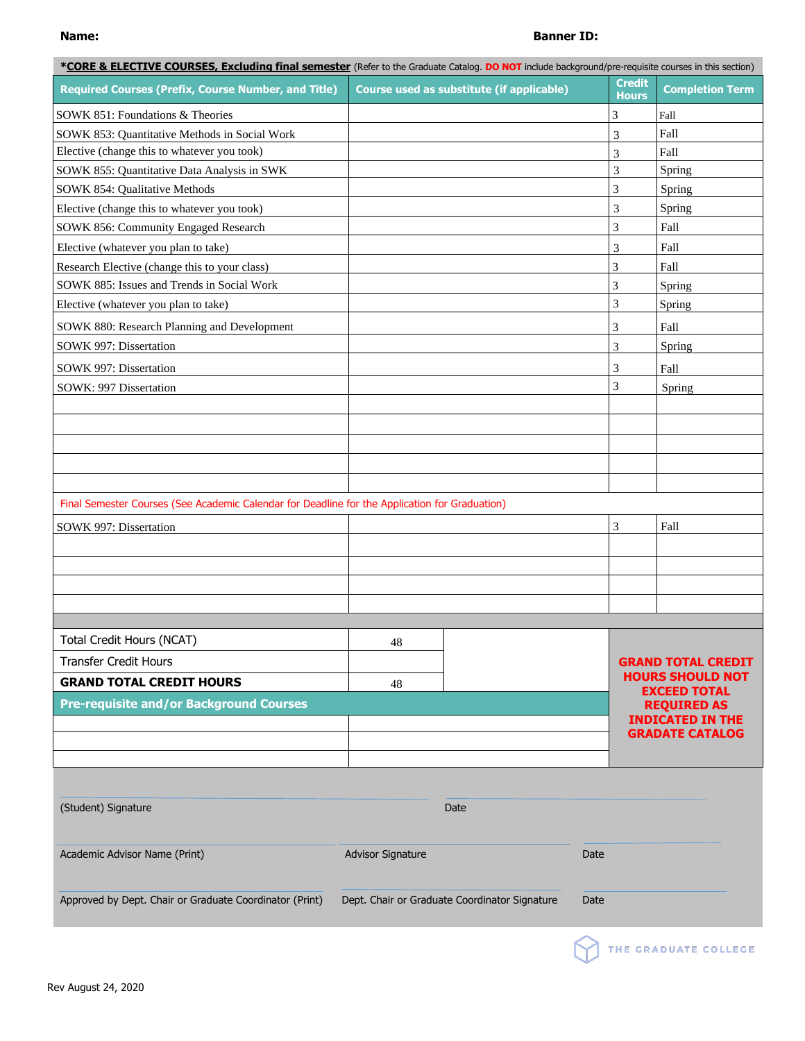**Name:** **Banner ID:**

***CORE & ELECTIVE COURSES, Excluding final semester** (Refer to the Graduate Catalog. **DO NOT** include background/pre-requisite courses in this section)

| Required Courses (Prefix, Course Number, and Title) | Course used as substitute (if applicable) | Credit Hours | Completion Term |
|---|---|---|---|
| SOWK 851: Foundations & Theories | | 3 | Fall |
| SOWK 853: Quantitative Methods in Social Work | | 3 | Fall |
| Elective (change this to whatever you took) | | 3 | Fall |
| SOWK 855: Quantitative Data Analysis in SWK | | 3 | Spring |
| SOWK 854: Qualitative Methods | | 3 | Spring |
| Elective (change this to whatever you took) | | 3 | Spring |
| SOWK 856: Community Engaged Research | | 3 | Fall |
| Elective (whatever you plan to take) | | 3 | Fall |
| Research Elective (change this to your class) | | 3 | Fall |
| SOWK 885: Issues and Trends in Social Work | | 3 | Spring |
| Elective (whatever you plan to take) | | 3 | Spring |
| SOWK 880: Research Planning and Development | | 3 | Fall |
| SOWK 997: Dissertation | | 3 | Spring |
| SOWK 997: Dissertation | | 3 | Fall |
| SOWK: 997 Dissertation | | 3 | Spring |
| | | | |
| | | | |
| | | | |
| | | | |
| | | | |
| **Final Semester Courses (See Academic Calendar for Deadline for the Application for Graduation)** | | | |
| SOWK 997: Dissertation | | 3 | Fall |
| | | | |
| | | | |
| | | | |
| | | | |

| | |
|---|---|
| Total Credit Hours (NCAT) | 48 |
| Transfer Credit Hours | |
| **GRAND TOTAL CREDIT HOURS** | 48 |

**GRAND TOTAL CREDIT HOURS SHOULD NOT EXCEED TOTAL REQUIRED AS INDICATED IN THE GRADATE CATALOG**

| **Pre-requisite and/or Background Courses** | |
|---|---|
| | |
| | |
| | |

(Student) Signature Date

Academic Advisor Name (Print) Advisor Signature Date

Approved by Dept. Chair or Graduate Coordinator (Print) Dept. Chair or Graduate Coordinator Signature Date

THE GRADUATE COLLEGE

Rev August 24, 2020